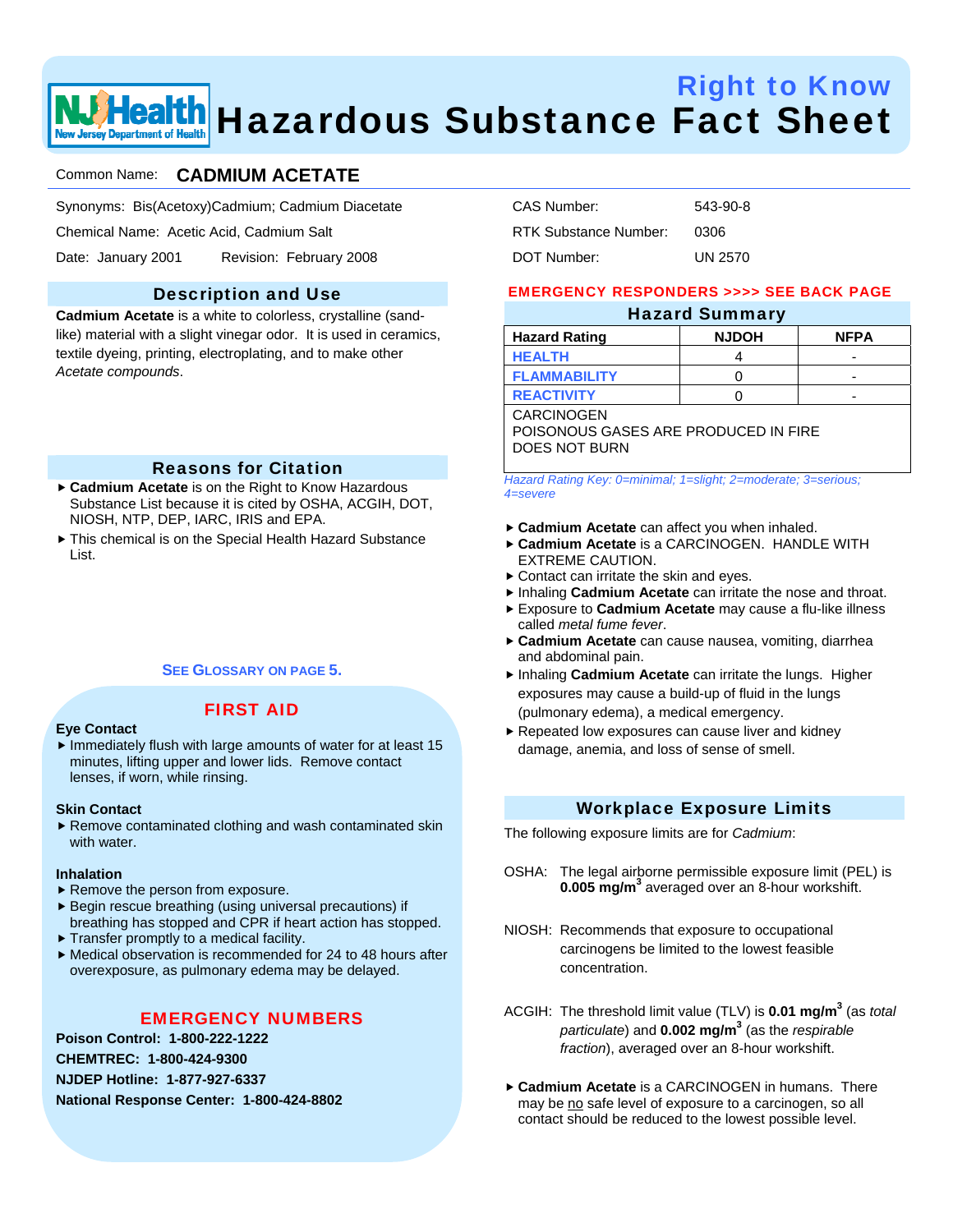# Right to Know Hazardous Substance Fact Sheet

NJ Health — New Jersey Department of Health

Common Name: **CADMIUM ACETATE**

Synonyms: Bis(Acetoxy)Cadmium; Cadmium Diacetate

Chemical Name: Acetic Acid, Cadmium Salt

Date: January 2001 Revision: February 2008

CAS Number: 543-90-8

RTK Substance Number: 0306

DOT Number: UN 2570

## Description and Use

**Cadmium Acetate** is a white to colorless, crystalline (sand-like) material with a slight vinegar odor. It is used in ceramics, textile dyeing, printing, electroplating, and to make other *Acetate compounds*.

## Reasons for Citation

- **Cadmium Acetate** is on the Right to Know Hazardous Substance List because it is cited by OSHA, ACGIH, DOT, NIOSH, NTP, DEP, IARC, IRIS and EPA.
- This chemical is on the Special Health Hazard Substance List.

SEE GLOSSARY ON PAGE 5.

## FIRST AID

**Eye Contact**

- Immediately flush with large amounts of water for at least 15 minutes, lifting upper and lower lids. Remove contact lenses, if worn, while rinsing.

**Skin Contact**

- Remove contaminated clothing and wash contaminated skin with water.

**Inhalation**

- Remove the person from exposure.
- Begin rescue breathing (using universal precautions) if breathing has stopped and CPR if heart action has stopped.
- Transfer promptly to a medical facility.
- Medical observation is recommended for 24 to 48 hours after overexposure, as pulmonary edema may be delayed.

## EMERGENCY NUMBERS

**Poison Control: 1-800-222-1222**

**CHEMTREC: 1-800-424-9300**

**NJDEP Hotline: 1-877-927-6337**

**National Response Center: 1-800-424-8802**

**EMERGENCY RESPONDERS >>>> SEE BACK PAGE**

## Hazard Summary

| Hazard Rating | NJDOH | NFPA |
|---|---|---|
| HEALTH | 4 | - |
| FLAMMABILITY | 0 | - |
| REACTIVITY | 0 | - |
| CARCINOGEN<br>POISONOUS GASES ARE PRODUCED IN FIRE<br>DOES NOT BURN | | |

*Hazard Rating Key: 0=minimal; 1=slight; 2=moderate; 3=serious; 4=severe*

- **Cadmium Acetate** can affect you when inhaled.
- **Cadmium Acetate** is a CARCINOGEN. HANDLE WITH EXTREME CAUTION.
- Contact can irritate the skin and eyes.
- Inhaling **Cadmium Acetate** can irritate the nose and throat.
- Exposure to **Cadmium Acetate** may cause a flu-like illness called *metal fume fever*.
- **Cadmium Acetate** can cause nausea, vomiting, diarrhea and abdominal pain.
- Inhaling **Cadmium Acetate** can irritate the lungs. Higher exposures may cause a build-up of fluid in the lungs (pulmonary edema), a medical emergency.
- Repeated low exposures can cause liver and kidney damage, anemia, and loss of sense of smell.

## Workplace Exposure Limits

The following exposure limits are for *Cadmium*:

OSHA: The legal airborne permissible exposure limit (PEL) is **0.005 mg/m$^3$** averaged over an 8-hour workshift.

NIOSH: Recommends that exposure to occupational carcinogens be limited to the lowest feasible concentration.

ACGIH: The threshold limit value (TLV) is **0.01 mg/m$^3$** (as *total particulate*) and **0.002 mg/m$^3$** (as the *respirable fraction*), averaged over an 8-hour workshift.

- **Cadmium Acetate** is a CARCINOGEN in humans. There may be no safe level of exposure to a carcinogen, so all contact should be reduced to the lowest possible level.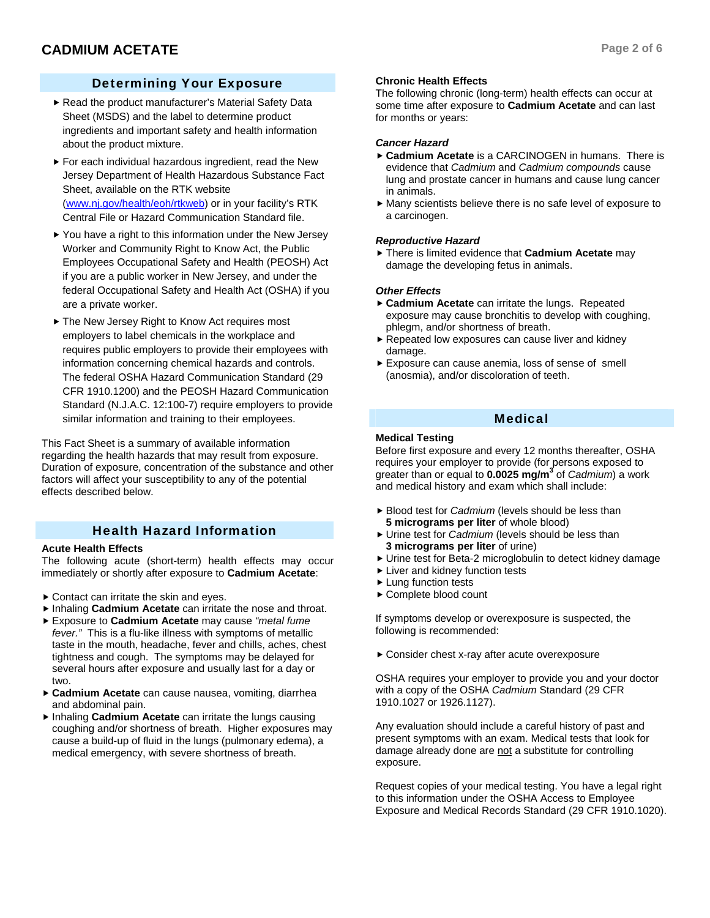## Determining Your Exposure

- Read the product manufacturer's Material Safety Data Sheet (MSDS) and the label to determine product ingredients and important safety and health information about the product mixture.
- For each individual hazardous ingredient, read the New Jersey Department of Health Hazardous Substance Fact Sheet, available on the RTK website (www.nj.gov/health/eoh/rtkweb) or in your facility's RTK Central File or Hazard Communication Standard file.
- You have a right to this information under the New Jersey Worker and Community Right to Know Act, the Public Employees Occupational Safety and Health (PEOSH) Act if you are a public worker in New Jersey, and under the federal Occupational Safety and Health Act (OSHA) if you are a private worker.
- The New Jersey Right to Know Act requires most employers to label chemicals in the workplace and requires public employers to provide their employees with information concerning chemical hazards and controls. The federal OSHA Hazard Communication Standard (29 CFR 1910.1200) and the PEOSH Hazard Communication Standard (N.J.A.C. 12:100-7) require employers to provide similar information and training to their employees.

This Fact Sheet is a summary of available information regarding the health hazards that may result from exposure. Duration of exposure, concentration of the substance and other factors will affect your susceptibility to any of the potential effects described below.

## Health Hazard Information

### Acute Health Effects

The following acute (short-term) health effects may occur immediately or shortly after exposure to **Cadmium Acetate**:

- Contact can irritate the skin and eyes.
- Inhaling **Cadmium Acetate** can irritate the nose and throat.
- Exposure to **Cadmium Acetate** may cause *"metal fume fever."* This is a flu-like illness with symptoms of metallic taste in the mouth, headache, fever and chills, aches, chest tightness and cough. The symptoms may be delayed for several hours after exposure and usually last for a day or two.
- **Cadmium Acetate** can cause nausea, vomiting, diarrhea and abdominal pain.
- Inhaling **Cadmium Acetate** can irritate the lungs causing coughing and/or shortness of breath. Higher exposures may cause a build-up of fluid in the lungs (pulmonary edema), a medical emergency, with severe shortness of breath.

### Chronic Health Effects

The following chronic (long-term) health effects can occur at some time after exposure to **Cadmium Acetate** and can last for months or years:

#### *Cancer Hazard*

- **Cadmium Acetate** is a CARCINOGEN in humans. There is evidence that *Cadmium* and *Cadmium compounds* cause lung and prostate cancer in humans and cause lung cancer in animals.
- Many scientists believe there is no safe level of exposure to a carcinogen.

#### *Reproductive Hazard*

- There is limited evidence that **Cadmium Acetate** may damage the developing fetus in animals.

#### *Other Effects*

- **Cadmium Acetate** can irritate the lungs. Repeated exposure may cause bronchitis to develop with coughing, phlegm, and/or shortness of breath.
- Repeated low exposures can cause liver and kidney damage.
- Exposure can cause anemia, loss of sense of smell (anosmia), and/or discoloration of teeth.

## Medical

### Medical Testing

Before first exposure and every 12 months thereafter, OSHA requires your employer to provide (for persons exposed to greater than or equal to **0.0025 mg/m$^3$** of *Cadmium*) a work and medical history and exam which shall include:

- Blood test for *Cadmium* (levels should be less than **5 micrograms per liter** of whole blood)
- Urine test for *Cadmium* (levels should be less than **3 micrograms per liter** of urine)
- Urine test for Beta-2 microglobulin to detect kidney damage
- Liver and kidney function tests
- Lung function tests
- Complete blood count

If symptoms develop or overexposure is suspected, the following is recommended:

- Consider chest x-ray after acute overexposure

OSHA requires your employer to provide you and your doctor with a copy of the OSHA *Cadmium* Standard (29 CFR 1910.1027 or 1926.1127).

Any evaluation should include a careful history of past and present symptoms with an exam. Medical tests that look for damage already done are not a substitute for controlling exposure.

Request copies of your medical testing. You have a legal right to this information under the OSHA Access to Employee Exposure and Medical Records Standard (29 CFR 1910.1020).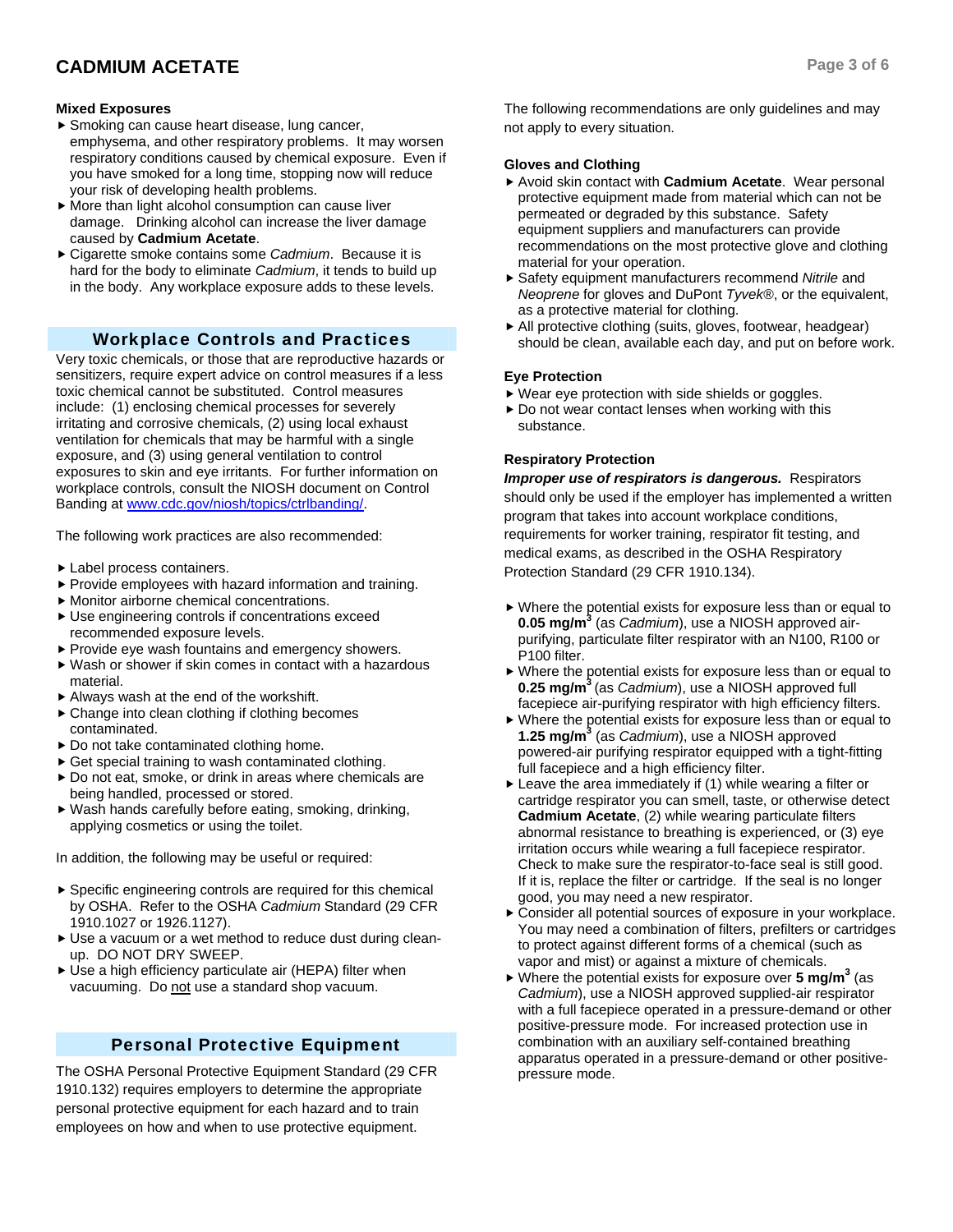### Mixed Exposures

- Smoking can cause heart disease, lung cancer, emphysema, and other respiratory problems. It may worsen respiratory conditions caused by chemical exposure. Even if you have smoked for a long time, stopping now will reduce your risk of developing health problems.
- More than light alcohol consumption can cause liver damage. Drinking alcohol can increase the liver damage caused by **Cadmium Acetate**.
- Cigarette smoke contains some *Cadmium*. Because it is hard for the body to eliminate *Cadmium*, it tends to build up in the body. Any workplace exposure adds to these levels.

## Workplace Controls and Practices

Very toxic chemicals, or those that are reproductive hazards or sensitizers, require expert advice on control measures if a less toxic chemical cannot be substituted. Control measures include: (1) enclosing chemical processes for severely irritating and corrosive chemicals, (2) using local exhaust ventilation for chemicals that may be harmful with a single exposure, and (3) using general ventilation to control exposures to skin and eye irritants. For further information on workplace controls, consult the NIOSH document on Control Banding at www.cdc.gov/niosh/topics/ctrlbanding/.

The following work practices are also recommended:

- Label process containers.
- Provide employees with hazard information and training.
- Monitor airborne chemical concentrations.
- Use engineering controls if concentrations exceed recommended exposure levels.
- Provide eye wash fountains and emergency showers.
- Wash or shower if skin comes in contact with a hazardous material.
- Always wash at the end of the workshift.
- Change into clean clothing if clothing becomes contaminated.
- Do not take contaminated clothing home.
- Get special training to wash contaminated clothing.
- Do not eat, smoke, or drink in areas where chemicals are being handled, processed or stored.
- Wash hands carefully before eating, smoking, drinking, applying cosmetics or using the toilet.

In addition, the following may be useful or required:

- Specific engineering controls are required for this chemical by OSHA. Refer to the OSHA *Cadmium* Standard (29 CFR 1910.1027 or 1926.1127).
- Use a vacuum or a wet method to reduce dust during clean-up. DO NOT DRY SWEEP.
- Use a high efficiency particulate air (HEPA) filter when vacuuming. Do not use a standard shop vacuum.

## Personal Protective Equipment

The OSHA Personal Protective Equipment Standard (29 CFR 1910.132) requires employers to determine the appropriate personal protective equipment for each hazard and to train employees on how and when to use protective equipment.

The following recommendations are only guidelines and may not apply to every situation.

### Gloves and Clothing

- Avoid skin contact with **Cadmium Acetate**. Wear personal protective equipment made from material which can not be permeated or degraded by this substance. Safety equipment suppliers and manufacturers can provide recommendations on the most protective glove and clothing material for your operation.
- Safety equipment manufacturers recommend *Nitrile* and *Neoprene* for gloves and DuPont *Tyvek®*, or the equivalent, as a protective material for clothing.
- All protective clothing (suits, gloves, footwear, headgear) should be clean, available each day, and put on before work.

### Eye Protection

- Wear eye protection with side shields or goggles.
- Do not wear contact lenses when working with this substance.

### Respiratory Protection

***Improper use of respirators is dangerous.*** Respirators should only be used if the employer has implemented a written program that takes into account workplace conditions, requirements for worker training, respirator fit testing, and medical exams, as described in the OSHA Respiratory Protection Standard (29 CFR 1910.134).

- Where the potential exists for exposure less than or equal to **0.05 mg/m$^3$** (as *Cadmium*), use a NIOSH approved air-purifying, particulate filter respirator with an N100, R100 or P100 filter.
- Where the potential exists for exposure less than or equal to **0.25 mg/m$^3$** (as *Cadmium*), use a NIOSH approved full facepiece air-purifying respirator with high efficiency filters.
- Where the potential exists for exposure less than or equal to **1.25 mg/m$^3$** (as *Cadmium*), use a NIOSH approved powered-air purifying respirator equipped with a tight-fitting full facepiece and a high efficiency filter.
- Leave the area immediately if (1) while wearing a filter or cartridge respirator you can smell, taste, or otherwise detect **Cadmium Acetate**, (2) while wearing particulate filters abnormal resistance to breathing is experienced, or (3) eye irritation occurs while wearing a full facepiece respirator. Check to make sure the respirator-to-face seal is still good. If it is, replace the filter or cartridge. If the seal is no longer good, you may need a new respirator.
- Consider all potential sources of exposure in your workplace. You may need a combination of filters, prefilters or cartridges to protect against different forms of a chemical (such as vapor and mist) or against a mixture of chemicals.
- Where the potential exists for exposure over **5 mg/m$^3$** (as *Cadmium*), use a NIOSH approved supplied-air respirator with a full facepiece operated in a pressure-demand or other positive-pressure mode. For increased protection use in combination with an auxiliary self-contained breathing apparatus operated in a pressure-demand or other positive-pressure mode.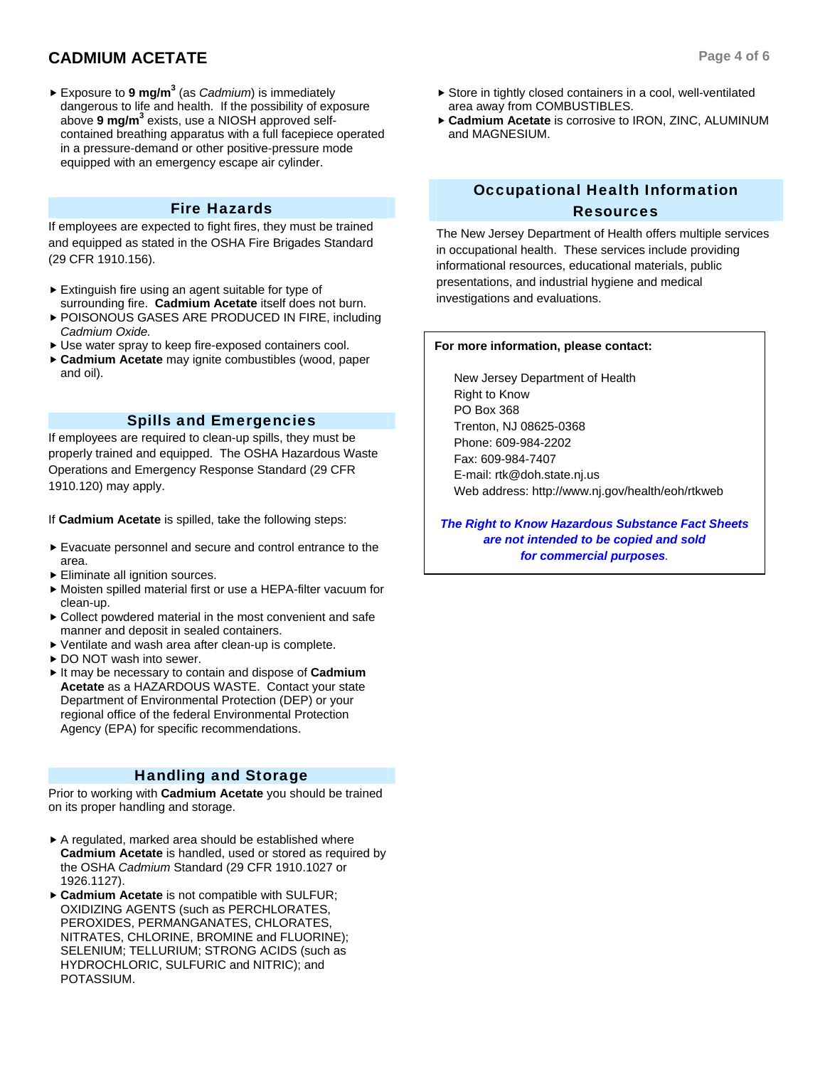- Exposure to **9 mg/m$^3$** (as *Cadmium*) is immediately dangerous to life and health. If the possibility of exposure above **9 mg/m$^3$** exists, use a NIOSH approved self-contained breathing apparatus with a full facepiece operated in a pressure-demand or other positive-pressure mode equipped with an emergency escape air cylinder.

## Fire Hazards

If employees are expected to fight fires, they must be trained and equipped as stated in the OSHA Fire Brigades Standard (29 CFR 1910.156).

- Extinguish fire using an agent suitable for type of surrounding fire. **Cadmium Acetate** itself does not burn.
- POISONOUS GASES ARE PRODUCED IN FIRE, including *Cadmium Oxide.*
- Use water spray to keep fire-exposed containers cool.
- **Cadmium Acetate** may ignite combustibles (wood, paper and oil).

## Spills and Emergencies

If employees are required to clean-up spills, they must be properly trained and equipped. The OSHA Hazardous Waste Operations and Emergency Response Standard (29 CFR 1910.120) may apply.

If **Cadmium Acetate** is spilled, take the following steps:

- Evacuate personnel and secure and control entrance to the area.
- Eliminate all ignition sources.
- Moisten spilled material first or use a HEPA-filter vacuum for clean-up.
- Collect powdered material in the most convenient and safe manner and deposit in sealed containers.
- Ventilate and wash area after clean-up is complete.
- DO NOT wash into sewer.
- It may be necessary to contain and dispose of **Cadmium Acetate** as a HAZARDOUS WASTE. Contact your state Department of Environmental Protection (DEP) or your regional office of the federal Environmental Protection Agency (EPA) for specific recommendations.

## Handling and Storage

Prior to working with **Cadmium Acetate** you should be trained on its proper handling and storage.

- A regulated, marked area should be established where **Cadmium Acetate** is handled, used or stored as required by the OSHA *Cadmium* Standard (29 CFR 1910.1027 or 1926.1127).
- **Cadmium Acetate** is not compatible with SULFUR; OXIDIZING AGENTS (such as PERCHLORATES, PEROXIDES, PERMANGANATES, CHLORATES, NITRATES, CHLORINE, BROMINE and FLUORINE); SELENIUM; TELLURIUM; STRONG ACIDS (such as HYDROCHLORIC, SULFURIC and NITRIC); and POTASSIUM.
- Store in tightly closed containers in a cool, well-ventilated area away from COMBUSTIBLES.
- **Cadmium Acetate** is corrosive to IRON, ZINC, ALUMINUM and MAGNESIUM.

## Occupational Health Information Resources

The New Jersey Department of Health offers multiple services in occupational health. These services include providing informational resources, educational materials, public presentations, and industrial hygiene and medical investigations and evaluations.

**For more information, please contact:**

New Jersey Department of Health
Right to Know
PO Box 368
Trenton, NJ 08625-0368
Phone: 609-984-2202
Fax: 609-984-7407
E-mail: rtk@doh.state.nj.us
Web address: http://www.nj.gov/health/eoh/rtkweb

***The Right to Know Hazardous Substance Fact Sheets are not intended to be copied and sold for commercial purposes.***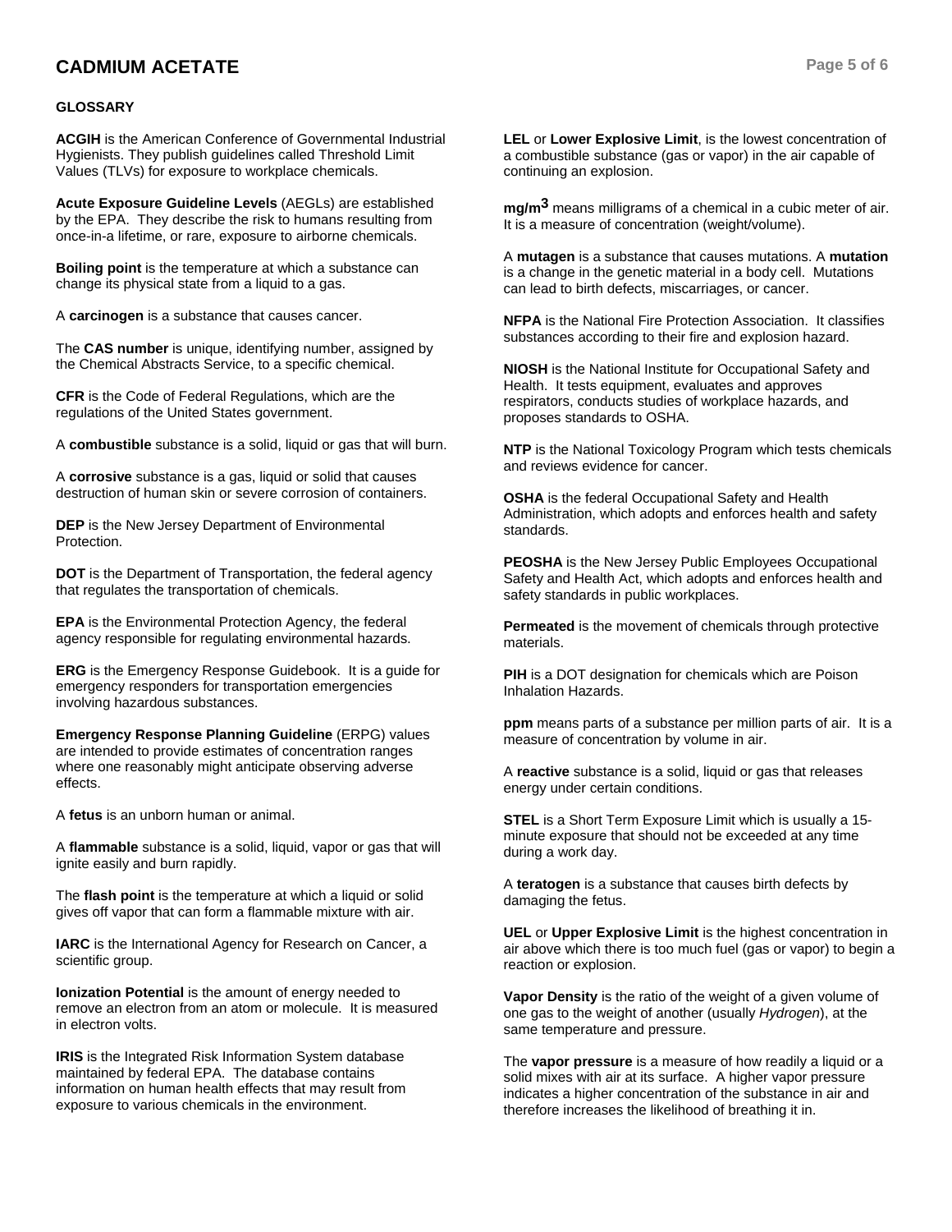## GLOSSARY

**ACGIH** is the American Conference of Governmental Industrial Hygienists. They publish guidelines called Threshold Limit Values (TLVs) for exposure to workplace chemicals.

**Acute Exposure Guideline Levels** (AEGLs) are established by the EPA. They describe the risk to humans resulting from once-in-a lifetime, or rare, exposure to airborne chemicals.

**Boiling point** is the temperature at which a substance can change its physical state from a liquid to a gas.

A **carcinogen** is a substance that causes cancer.

The **CAS number** is unique, identifying number, assigned by the Chemical Abstracts Service, to a specific chemical.

**CFR** is the Code of Federal Regulations, which are the regulations of the United States government.

A **combustible** substance is a solid, liquid or gas that will burn.

A **corrosive** substance is a gas, liquid or solid that causes destruction of human skin or severe corrosion of containers.

**DEP** is the New Jersey Department of Environmental Protection.

**DOT** is the Department of Transportation, the federal agency that regulates the transportation of chemicals.

**EPA** is the Environmental Protection Agency, the federal agency responsible for regulating environmental hazards.

**ERG** is the Emergency Response Guidebook. It is a guide for emergency responders for transportation emergencies involving hazardous substances.

**Emergency Response Planning Guideline** (ERPG) values are intended to provide estimates of concentration ranges where one reasonably might anticipate observing adverse effects.

A **fetus** is an unborn human or animal.

A **flammable** substance is a solid, liquid, vapor or gas that will ignite easily and burn rapidly.

The **flash point** is the temperature at which a liquid or solid gives off vapor that can form a flammable mixture with air.

**IARC** is the International Agency for Research on Cancer, a scientific group.

**Ionization Potential** is the amount of energy needed to remove an electron from an atom or molecule. It is measured in electron volts.

**IRIS** is the Integrated Risk Information System database maintained by federal EPA. The database contains information on human health effects that may result from exposure to various chemicals in the environment.

**LEL** or **Lower Explosive Limit**, is the lowest concentration of a combustible substance (gas or vapor) in the air capable of continuing an explosion.

**mg/m$^3$** means milligrams of a chemical in a cubic meter of air. It is a measure of concentration (weight/volume).

A **mutagen** is a substance that causes mutations. A **mutation** is a change in the genetic material in a body cell. Mutations can lead to birth defects, miscarriages, or cancer.

**NFPA** is the National Fire Protection Association. It classifies substances according to their fire and explosion hazard.

**NIOSH** is the National Institute for Occupational Safety and Health. It tests equipment, evaluates and approves respirators, conducts studies of workplace hazards, and proposes standards to OSHA.

**NTP** is the National Toxicology Program which tests chemicals and reviews evidence for cancer.

**OSHA** is the federal Occupational Safety and Health Administration, which adopts and enforces health and safety standards.

**PEOSHA** is the New Jersey Public Employees Occupational Safety and Health Act, which adopts and enforces health and safety standards in public workplaces.

**Permeated** is the movement of chemicals through protective materials.

**PIH** is a DOT designation for chemicals which are Poison Inhalation Hazards.

**ppm** means parts of a substance per million parts of air. It is a measure of concentration by volume in air.

A **reactive** substance is a solid, liquid or gas that releases energy under certain conditions.

**STEL** is a Short Term Exposure Limit which is usually a 15-minute exposure that should not be exceeded at any time during a work day.

A **teratogen** is a substance that causes birth defects by damaging the fetus.

**UEL** or **Upper Explosive Limit** is the highest concentration in air above which there is too much fuel (gas or vapor) to begin a reaction or explosion.

**Vapor Density** is the ratio of the weight of a given volume of one gas to the weight of another (usually *Hydrogen*), at the same temperature and pressure.

The **vapor pressure** is a measure of how readily a liquid or a solid mixes with air at its surface. A higher vapor pressure indicates a higher concentration of the substance in air and therefore increases the likelihood of breathing it in.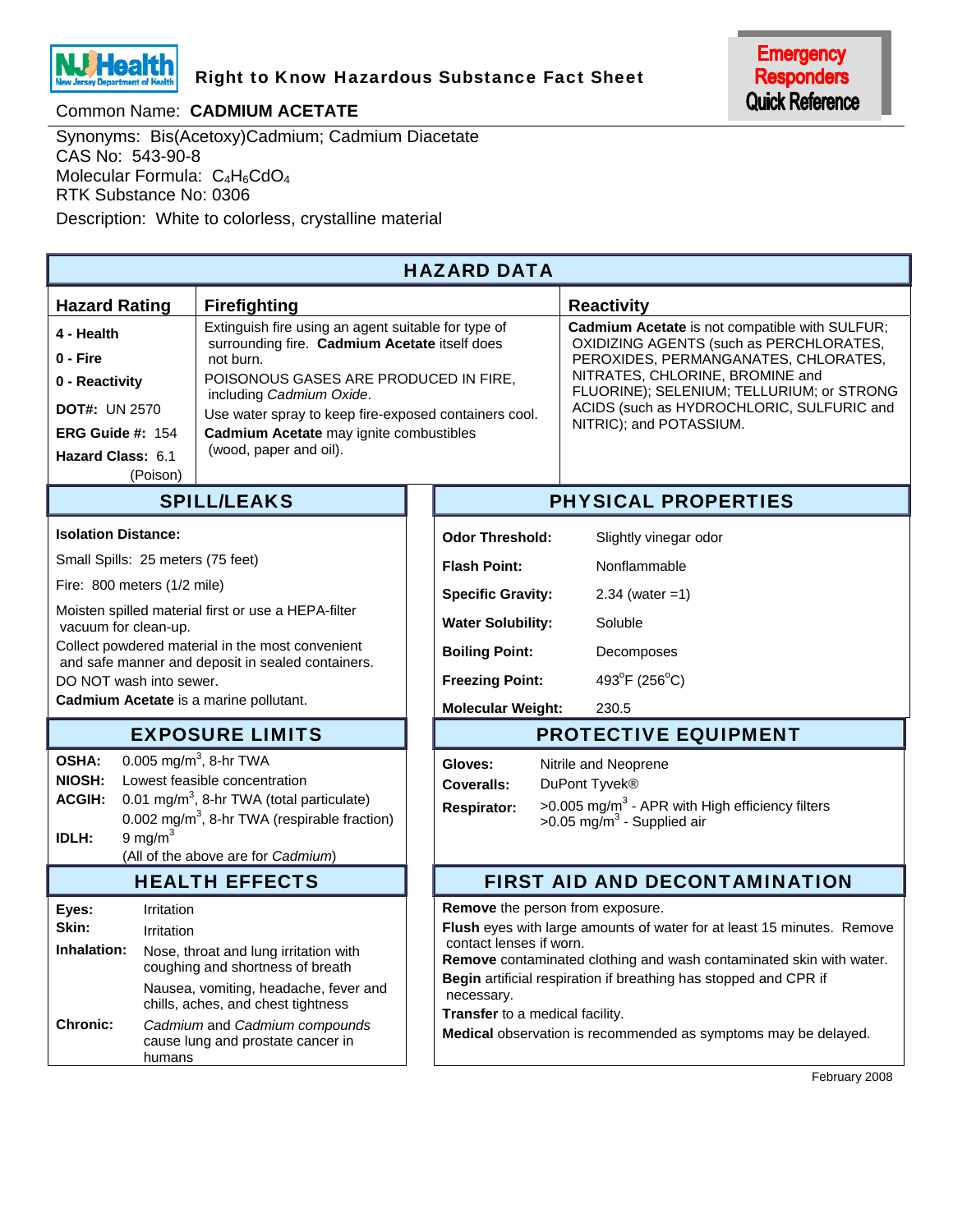Right to Know Hazardous Substance Fact Sheet

**Emergency Responders Quick Reference**

Common Name: **CADMIUM ACETATE**

Synonyms: Bis(Acetoxy)Cadmium; Cadmium Diacetate
CAS No: 543-90-8
Molecular Formula: $C_4H_6CdO_4$
RTK Substance No: 0306
Description: White to colorless, crystalline material

## HAZARD DATA

| Hazard Rating | Firefighting | Reactivity |
|---|---|---|
| **4 - Health**<br>**0 - Fire**<br>**0 - Reactivity**<br>**DOT#:** UN 2570<br>**ERG Guide #:** 154<br>**Hazard Class:** 6.1 (Poison) | Extinguish fire using an agent suitable for type of surrounding fire. **Cadmium Acetate** itself does not burn.<br>POISONOUS GASES ARE PRODUCED IN FIRE, including *Cadmium Oxide*.<br>Use water spray to keep fire-exposed containers cool.<br>**Cadmium Acetate** may ignite combustibles (wood, paper and oil). | **Cadmium Acetate** is not compatible with SULFUR; OXIDIZING AGENTS (such as PERCHLORATES, PEROXIDES, PERMANGANATES, CHLORATES, NITRATES, CHLORINE, BROMINE and FLUORINE); SELENIUM; TELLURIUM; or STRONG ACIDS (such as HYDROCHLORIC, SULFURIC and NITRIC); and POTASSIUM. |

## SPILL/LEAKS

**Isolation Distance:**

Small Spills: 25 meters (75 feet)

Fire: 800 meters (1/2 mile)

Moisten spilled material first or use a HEPA-filter vacuum for clean-up.

Collect powdered material in the most convenient and safe manner and deposit in sealed containers.

DO NOT wash into sewer.

**Cadmium Acetate** is a marine pollutant.

## PHYSICAL PROPERTIES

| | |
|---|---|
| **Odor Threshold:** | Slightly vinegar odor |
| **Flash Point:** | Nonflammable |
| **Specific Gravity:** | 2.34 (water =1) |
| **Water Solubility:** | Soluble |
| **Boiling Point:** | Decomposes |
| **Freezing Point:** | 493°F (256°C) |
| **Molecular Weight:** | 230.5 |

## EXPOSURE LIMITS

| | |
|---|---|
| **OSHA:** | 0.005 mg/m³, 8-hr TWA |
| **NIOSH:** | Lowest feasible concentration |
| **ACGIH:** | 0.01 mg/m³, 8-hr TWA (total particulate)<br>0.002 mg/m³, 8-hr TWA (respirable fraction) |
| **IDLH:** | 9 mg/m³ |
| | (All of the above are for *Cadmium*) |

## PROTECTIVE EQUIPMENT

| | |
|---|---|
| **Gloves:** | Nitrile and Neoprene |
| **Coveralls:** | DuPont Tyvek® |
| **Respirator:** | >0.005 mg/m³ - APR with High efficiency filters<br>>0.05 mg/m³ - Supplied air |

## HEALTH EFFECTS

| | |
|---|---|
| **Eyes:** | Irritation |
| **Skin:** | Irritation |
| **Inhalation:** | Nose, throat and lung irritation with coughing and shortness of breath<br>Nausea, vomiting, headache, fever and chills, aches, and chest tightness |
| **Chronic:** | *Cadmium* and *Cadmium compounds* cause lung and prostate cancer in humans |

## FIRST AID AND DECONTAMINATION

**Remove** the person from exposure.

**Flush** eyes with large amounts of water for at least 15 minutes. Remove contact lenses if worn.

**Remove** contaminated clothing and wash contaminated skin with water.

**Begin** artificial respiration if breathing has stopped and CPR if necessary.

**Transfer** to a medical facility.

**Medical** observation is recommended as symptoms may be delayed.

February 2008